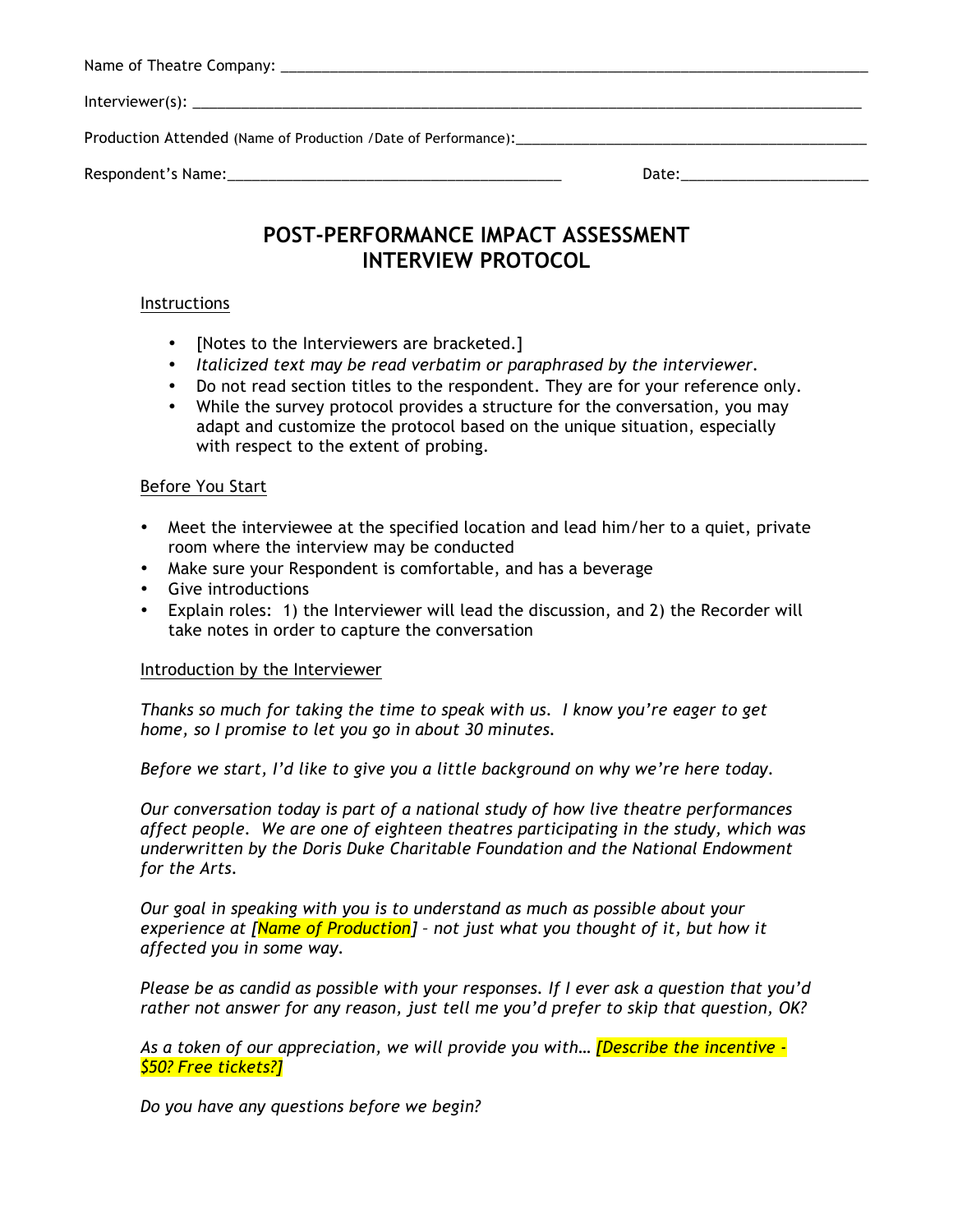Name of Theatre Company: ___________________________________________________________________________

Interviewer(s): ___________________________________________________________________________________

Production Attended (Name of Production /Date of Performance):_____________________________________________

Respondent's Name:__________________________________________ Date:________________________

# POST-PERFORMANCE IMPACT ASSESSMENT INTERVIEW PROTOCOL

Instructions

- [Notes to the Interviewers are bracketed.]
- *Italicized text may be read verbatim or paraphrased by the interviewer.*
- Do not read section titles to the respondent. They are for your reference only.
- While the survey protocol provides a structure for the conversation, you may adapt and customize the protocol based on the unique situation, especially with respect to the extent of probing.

Before You Start

- Meet the interviewee at the specified location and lead him/her to a quiet, private room where the interview may be conducted
- Make sure your Respondent is comfortable, and has a beverage
- Give introductions
- Explain roles: 1) the Interviewer will lead the discussion, and 2) the Recorder will take notes in order to capture the conversation

Introduction by the Interviewer

*Thanks so much for taking the time to speak with us. I know you're eager to get home, so I promise to let you go in about 30 minutes.*

*Before we start, I'd like to give you a little background on why we're here today.*

*Our conversation today is part of a national study of how live theatre performances affect people. We are one of eighteen theatres participating in the study, which was underwritten by the Doris Duke Charitable Foundation and the National Endowment for the Arts.*

*Our goal in speaking with you is to understand as much as possible about your experience at [Name of Production] – not just what you thought of it, but how it affected you in some way.*

*Please be as candid as possible with your responses. If I ever ask a question that you'd rather not answer for any reason, just tell me you'd prefer to skip that question, OK?*

*As a token of our appreciation, we will provide you with… [Describe the incentive - $50? Free tickets?]*

*Do you have any questions before we begin?*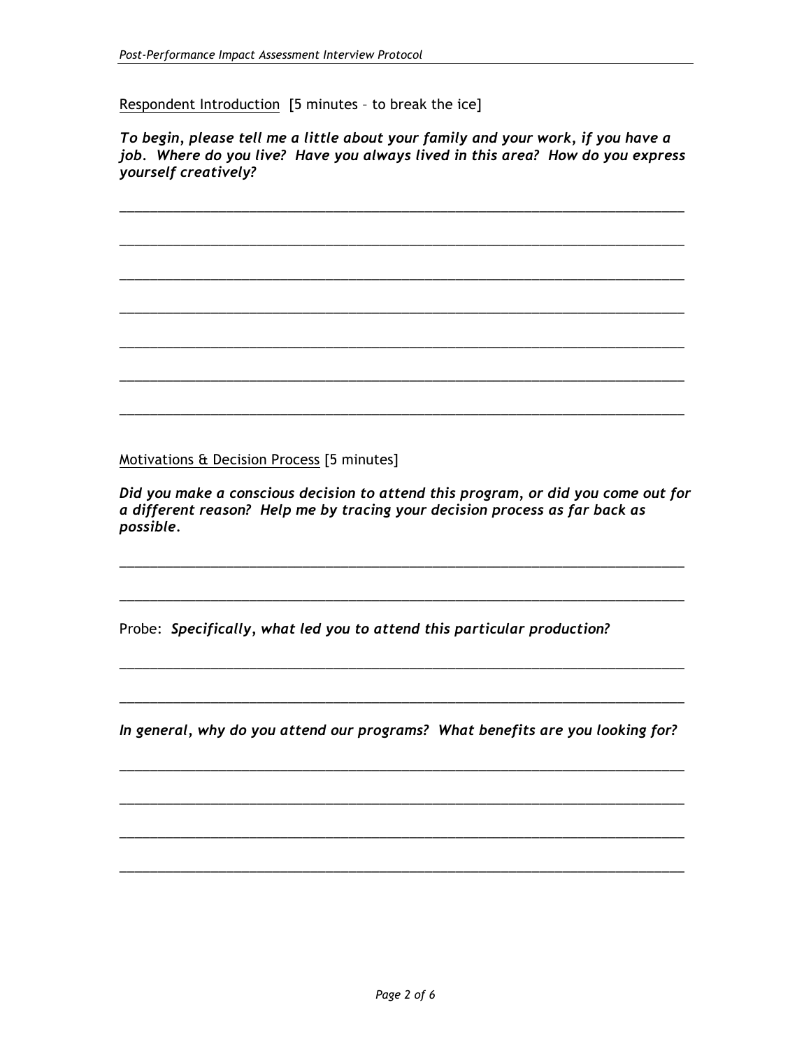Respondent Introduction [5 minutes – to break the ice]

***To begin, please tell me a little about your family and your work, if you have a job. Where do you live? Have you always lived in this area? How do you express yourself creatively?***

______________________________________________________________________________

______________________________________________________________________________

______________________________________________________________________________

______________________________________________________________________________

______________________________________________________________________________

______________________________________________________________________________

______________________________________________________________________________

Motivations & Decision Process [5 minutes]

***Did you make a conscious decision to attend this program, or did you come out for a different reason? Help me by tracing your decision process as far back as possible.***

______________________________________________________________________________

______________________________________________________________________________

Probe: ***Specifically, what led you to attend this particular production?***

______________________________________________________________________________

______________________________________________________________________________

***In general, why do you attend our programs? What benefits are you looking for?***

______________________________________________________________________________

______________________________________________________________________________

______________________________________________________________________________

______________________________________________________________________________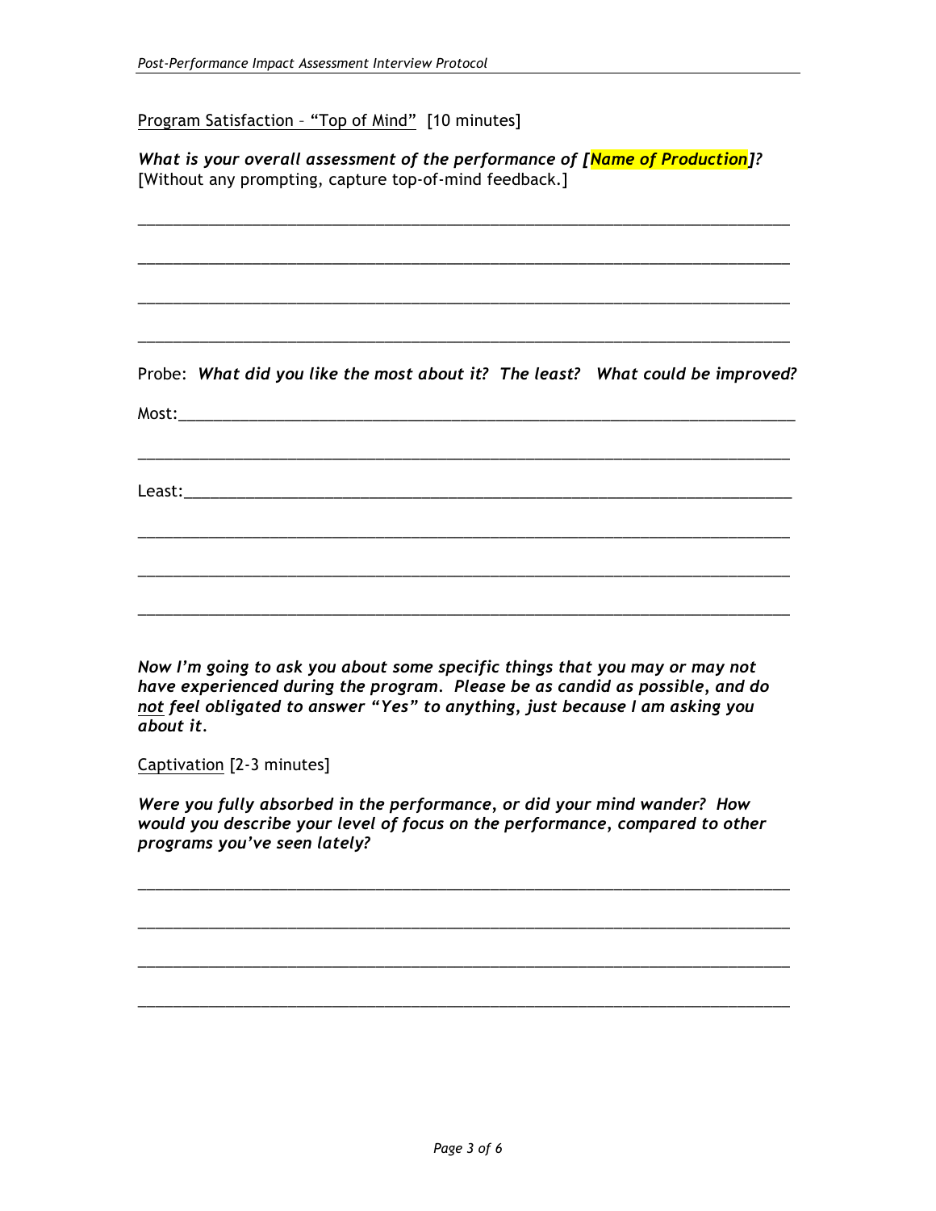Program Satisfaction – "Top of Mind" [10 minutes]

***What is your overall assessment of the performance of [Name of Production]?***
[Without any prompting, capture top-of-mind feedback.]

_____________________________________________________________________________

_____________________________________________________________________________

_____________________________________________________________________________

_____________________________________________________________________________

Probe: ***What did you like the most about it? The least? What could be improved?***

Most:_________________________________________________________________________

_____________________________________________________________________________

Least:________________________________________________________________________

_____________________________________________________________________________

_____________________________________________________________________________

_____________________________________________________________________________

***Now I'm going to ask you about some specific things that you may or may not have experienced during the program. Please be as candid as possible, and do not feel obligated to answer "Yes" to anything, just because I am asking you about it.***

Captivation [2-3 minutes]

***Were you fully absorbed in the performance, or did your mind wander? How would you describe your level of focus on the performance, compared to other programs you've seen lately?***

_____________________________________________________________________________

_____________________________________________________________________________

_____________________________________________________________________________

_____________________________________________________________________________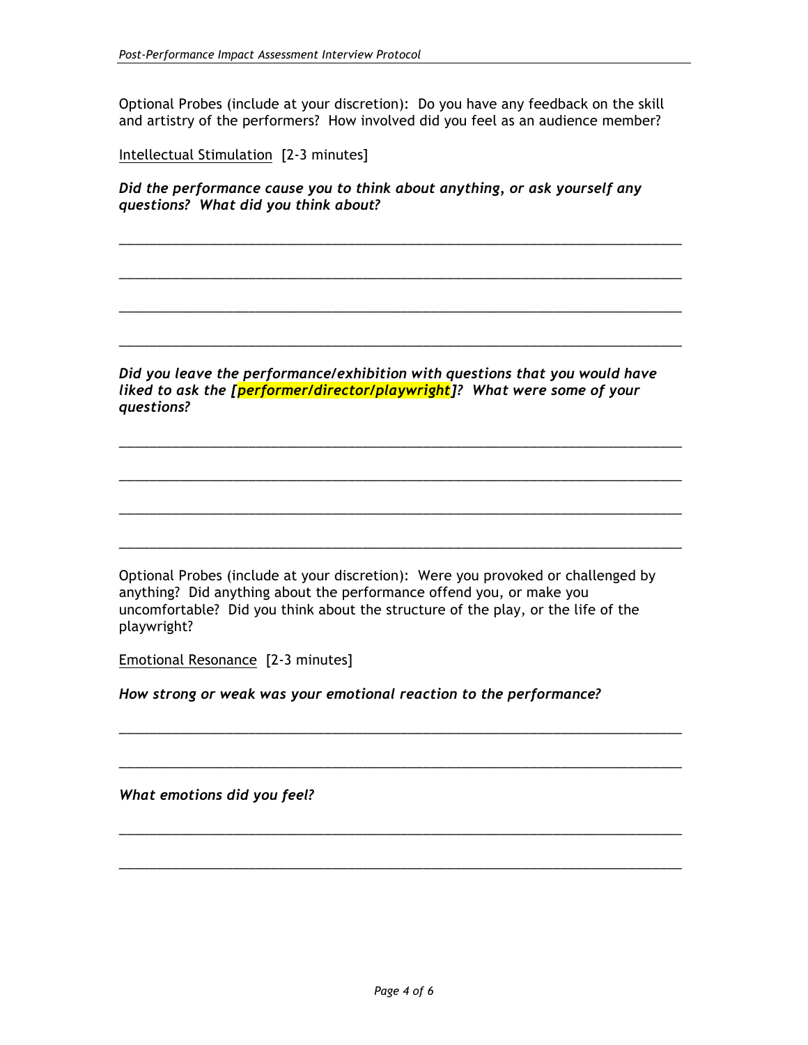Optional Probes (include at your discretion): Do you have any feedback on the skill and artistry of the performers? How involved did you feel as an audience member?

<u>Intellectual Stimulation</u> [2-3 minutes]

***Did the performance cause you to think about anything, or ask yourself any questions? What did you think about?***

\_\_\_\_\_\_\_\_\_\_\_\_\_\_\_\_\_\_\_\_\_\_\_\_\_\_\_\_\_\_\_\_\_\_\_\_\_\_\_\_\_\_\_\_\_\_\_\_\_\_\_\_\_\_\_\_\_\_\_\_\_\_\_\_\_\_\_\_\_\_\_\_

\_\_\_\_\_\_\_\_\_\_\_\_\_\_\_\_\_\_\_\_\_\_\_\_\_\_\_\_\_\_\_\_\_\_\_\_\_\_\_\_\_\_\_\_\_\_\_\_\_\_\_\_\_\_\_\_\_\_\_\_\_\_\_\_\_\_\_\_\_\_\_\_

\_\_\_\_\_\_\_\_\_\_\_\_\_\_\_\_\_\_\_\_\_\_\_\_\_\_\_\_\_\_\_\_\_\_\_\_\_\_\_\_\_\_\_\_\_\_\_\_\_\_\_\_\_\_\_\_\_\_\_\_\_\_\_\_\_\_\_\_\_\_\_\_

\_\_\_\_\_\_\_\_\_\_\_\_\_\_\_\_\_\_\_\_\_\_\_\_\_\_\_\_\_\_\_\_\_\_\_\_\_\_\_\_\_\_\_\_\_\_\_\_\_\_\_\_\_\_\_\_\_\_\_\_\_\_\_\_\_\_\_\_\_\_\_\_

***Did you leave the performance/exhibition with questions that you would have liked to ask the [performer/director/playwright]? What were some of your questions?***

\_\_\_\_\_\_\_\_\_\_\_\_\_\_\_\_\_\_\_\_\_\_\_\_\_\_\_\_\_\_\_\_\_\_\_\_\_\_\_\_\_\_\_\_\_\_\_\_\_\_\_\_\_\_\_\_\_\_\_\_\_\_\_\_\_\_\_\_\_\_\_\_

\_\_\_\_\_\_\_\_\_\_\_\_\_\_\_\_\_\_\_\_\_\_\_\_\_\_\_\_\_\_\_\_\_\_\_\_\_\_\_\_\_\_\_\_\_\_\_\_\_\_\_\_\_\_\_\_\_\_\_\_\_\_\_\_\_\_\_\_\_\_\_\_

\_\_\_\_\_\_\_\_\_\_\_\_\_\_\_\_\_\_\_\_\_\_\_\_\_\_\_\_\_\_\_\_\_\_\_\_\_\_\_\_\_\_\_\_\_\_\_\_\_\_\_\_\_\_\_\_\_\_\_\_\_\_\_\_\_\_\_\_\_\_\_\_

\_\_\_\_\_\_\_\_\_\_\_\_\_\_\_\_\_\_\_\_\_\_\_\_\_\_\_\_\_\_\_\_\_\_\_\_\_\_\_\_\_\_\_\_\_\_\_\_\_\_\_\_\_\_\_\_\_\_\_\_\_\_\_\_\_\_\_\_\_\_\_\_

Optional Probes (include at your discretion): Were you provoked or challenged by anything? Did anything about the performance offend you, or make you uncomfortable? Did you think about the structure of the play, or the life of the playwright?

<u>Emotional Resonance</u> [2-3 minutes]

***How strong or weak was your emotional reaction to the performance?***

\_\_\_\_\_\_\_\_\_\_\_\_\_\_\_\_\_\_\_\_\_\_\_\_\_\_\_\_\_\_\_\_\_\_\_\_\_\_\_\_\_\_\_\_\_\_\_\_\_\_\_\_\_\_\_\_\_\_\_\_\_\_\_\_\_\_\_\_\_\_\_\_

\_\_\_\_\_\_\_\_\_\_\_\_\_\_\_\_\_\_\_\_\_\_\_\_\_\_\_\_\_\_\_\_\_\_\_\_\_\_\_\_\_\_\_\_\_\_\_\_\_\_\_\_\_\_\_\_\_\_\_\_\_\_\_\_\_\_\_\_\_\_\_\_

***What emotions did you feel?***

\_\_\_\_\_\_\_\_\_\_\_\_\_\_\_\_\_\_\_\_\_\_\_\_\_\_\_\_\_\_\_\_\_\_\_\_\_\_\_\_\_\_\_\_\_\_\_\_\_\_\_\_\_\_\_\_\_\_\_\_\_\_\_\_\_\_\_\_\_\_\_\_

\_\_\_\_\_\_\_\_\_\_\_\_\_\_\_\_\_\_\_\_\_\_\_\_\_\_\_\_\_\_\_\_\_\_\_\_\_\_\_\_\_\_\_\_\_\_\_\_\_\_\_\_\_\_\_\_\_\_\_\_\_\_\_\_\_\_\_\_\_\_\_\_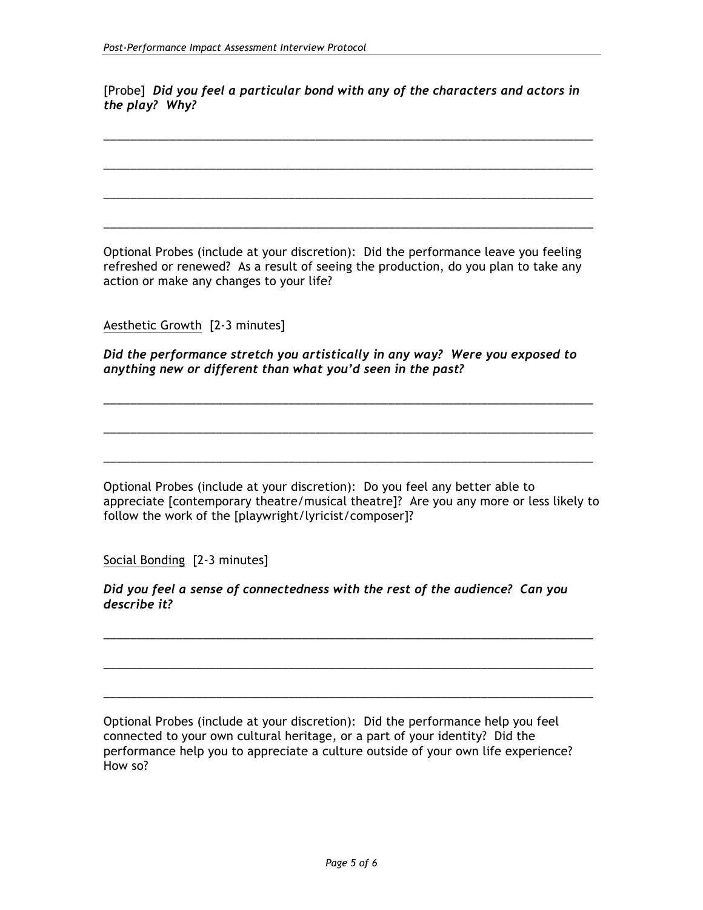[Probe] ***Did you feel a particular bond with any of the characters and actors in the play? Why?***

\_\_\_\_\_\_\_\_\_\_\_\_\_\_\_\_\_\_\_\_\_\_\_\_\_\_\_\_\_\_\_\_\_\_\_\_\_\_\_\_\_\_\_\_\_\_\_\_\_\_\_\_\_\_\_\_\_\_\_\_\_\_\_\_\_\_\_\_\_\_\_\_\_\_\_\_

\_\_\_\_\_\_\_\_\_\_\_\_\_\_\_\_\_\_\_\_\_\_\_\_\_\_\_\_\_\_\_\_\_\_\_\_\_\_\_\_\_\_\_\_\_\_\_\_\_\_\_\_\_\_\_\_\_\_\_\_\_\_\_\_\_\_\_\_\_\_\_\_\_\_\_\_

\_\_\_\_\_\_\_\_\_\_\_\_\_\_\_\_\_\_\_\_\_\_\_\_\_\_\_\_\_\_\_\_\_\_\_\_\_\_\_\_\_\_\_\_\_\_\_\_\_\_\_\_\_\_\_\_\_\_\_\_\_\_\_\_\_\_\_\_\_\_\_\_\_\_\_\_

\_\_\_\_\_\_\_\_\_\_\_\_\_\_\_\_\_\_\_\_\_\_\_\_\_\_\_\_\_\_\_\_\_\_\_\_\_\_\_\_\_\_\_\_\_\_\_\_\_\_\_\_\_\_\_\_\_\_\_\_\_\_\_\_\_\_\_\_\_\_\_\_\_\_\_\_

Optional Probes (include at your discretion): Did the performance leave you feeling refreshed or renewed? As a result of seeing the production, do you plan to take any action or make any changes to your life?

<u>Aesthetic Growth</u> [2-3 minutes]

***Did the performance stretch you artistically in any way? Were you exposed to anything new or different than what you'd seen in the past?***

\_\_\_\_\_\_\_\_\_\_\_\_\_\_\_\_\_\_\_\_\_\_\_\_\_\_\_\_\_\_\_\_\_\_\_\_\_\_\_\_\_\_\_\_\_\_\_\_\_\_\_\_\_\_\_\_\_\_\_\_\_\_\_\_\_\_\_\_\_\_\_\_\_\_\_\_

\_\_\_\_\_\_\_\_\_\_\_\_\_\_\_\_\_\_\_\_\_\_\_\_\_\_\_\_\_\_\_\_\_\_\_\_\_\_\_\_\_\_\_\_\_\_\_\_\_\_\_\_\_\_\_\_\_\_\_\_\_\_\_\_\_\_\_\_\_\_\_\_\_\_\_\_

\_\_\_\_\_\_\_\_\_\_\_\_\_\_\_\_\_\_\_\_\_\_\_\_\_\_\_\_\_\_\_\_\_\_\_\_\_\_\_\_\_\_\_\_\_\_\_\_\_\_\_\_\_\_\_\_\_\_\_\_\_\_\_\_\_\_\_\_\_\_\_\_\_\_\_\_

Optional Probes (include at your discretion): Do you feel any better able to appreciate [contemporary theatre/musical theatre]? Are you any more or less likely to follow the work of the [playwright/lyricist/composer]?

<u>Social Bonding</u> [2-3 minutes]

***Did you feel a sense of connectedness with the rest of the audience? Can you describe it?***

\_\_\_\_\_\_\_\_\_\_\_\_\_\_\_\_\_\_\_\_\_\_\_\_\_\_\_\_\_\_\_\_\_\_\_\_\_\_\_\_\_\_\_\_\_\_\_\_\_\_\_\_\_\_\_\_\_\_\_\_\_\_\_\_\_\_\_\_\_\_\_\_\_\_\_\_

\_\_\_\_\_\_\_\_\_\_\_\_\_\_\_\_\_\_\_\_\_\_\_\_\_\_\_\_\_\_\_\_\_\_\_\_\_\_\_\_\_\_\_\_\_\_\_\_\_\_\_\_\_\_\_\_\_\_\_\_\_\_\_\_\_\_\_\_\_\_\_\_\_\_\_\_

\_\_\_\_\_\_\_\_\_\_\_\_\_\_\_\_\_\_\_\_\_\_\_\_\_\_\_\_\_\_\_\_\_\_\_\_\_\_\_\_\_\_\_\_\_\_\_\_\_\_\_\_\_\_\_\_\_\_\_\_\_\_\_\_\_\_\_\_\_\_\_\_\_\_\_\_

Optional Probes (include at your discretion): Did the performance help you feel connected to your own cultural heritage, or a part of your identity? Did the performance help you to appreciate a culture outside of your own life experience? How so?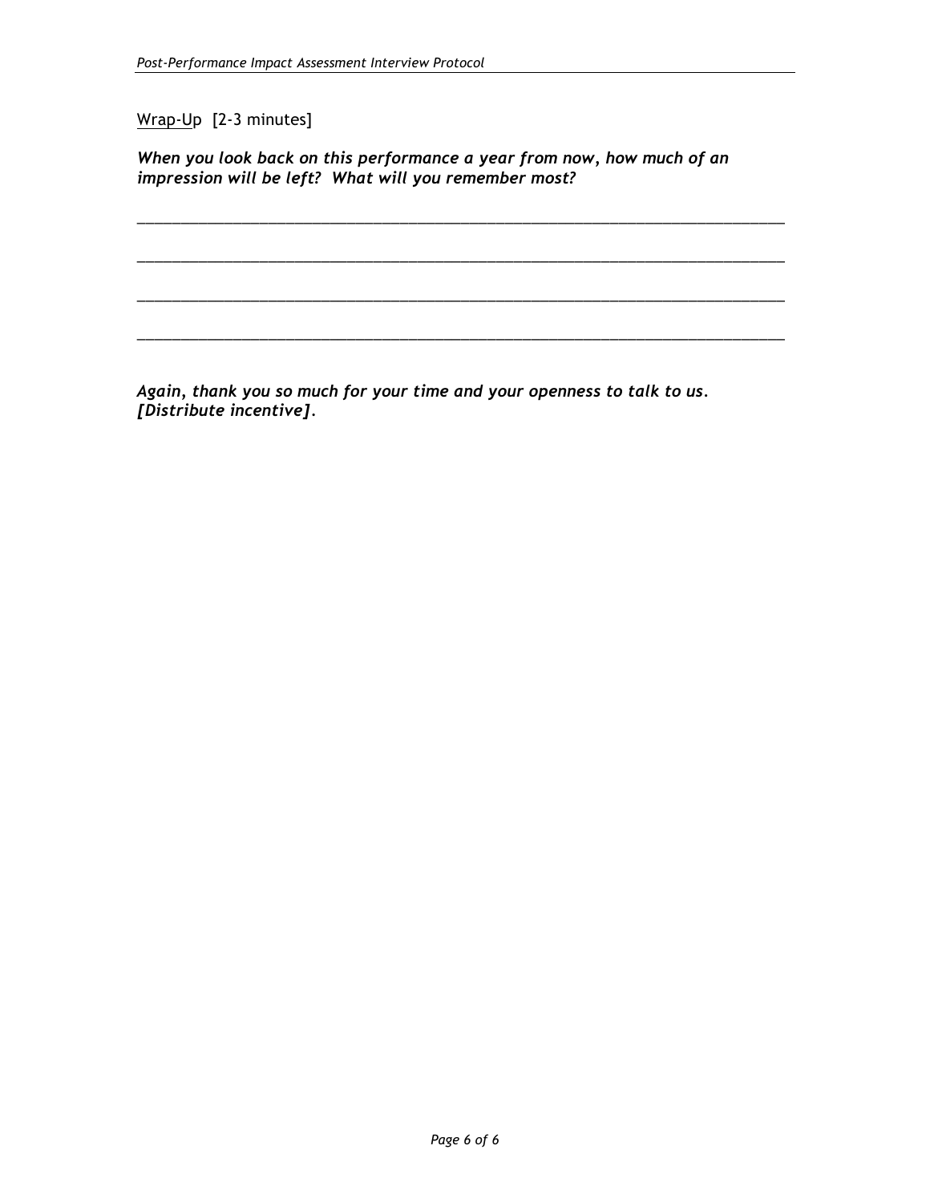<u>Wrap-Up</u> [2-3 minutes]

***When you look back on this performance a year from now, how much of an impression will be left? What will you remember most?***

\_\_\_\_\_\_\_\_\_\_\_\_\_\_\_\_\_\_\_\_\_\_\_\_\_\_\_\_\_\_\_\_\_\_\_\_\_\_\_\_\_\_\_\_\_\_\_\_\_\_\_\_\_\_\_\_\_\_\_\_\_\_\_\_\_\_\_\_\_\_\_\_\_\_\_\_\_\_

\_\_\_\_\_\_\_\_\_\_\_\_\_\_\_\_\_\_\_\_\_\_\_\_\_\_\_\_\_\_\_\_\_\_\_\_\_\_\_\_\_\_\_\_\_\_\_\_\_\_\_\_\_\_\_\_\_\_\_\_\_\_\_\_\_\_\_\_\_\_\_\_\_\_\_\_\_\_

\_\_\_\_\_\_\_\_\_\_\_\_\_\_\_\_\_\_\_\_\_\_\_\_\_\_\_\_\_\_\_\_\_\_\_\_\_\_\_\_\_\_\_\_\_\_\_\_\_\_\_\_\_\_\_\_\_\_\_\_\_\_\_\_\_\_\_\_\_\_\_\_\_\_\_\_\_\_

\_\_\_\_\_\_\_\_\_\_\_\_\_\_\_\_\_\_\_\_\_\_\_\_\_\_\_\_\_\_\_\_\_\_\_\_\_\_\_\_\_\_\_\_\_\_\_\_\_\_\_\_\_\_\_\_\_\_\_\_\_\_\_\_\_\_\_\_\_\_\_\_\_\_\_\_\_\_

***Again, thank you so much for your time and your openness to talk to us. [Distribute incentive].***